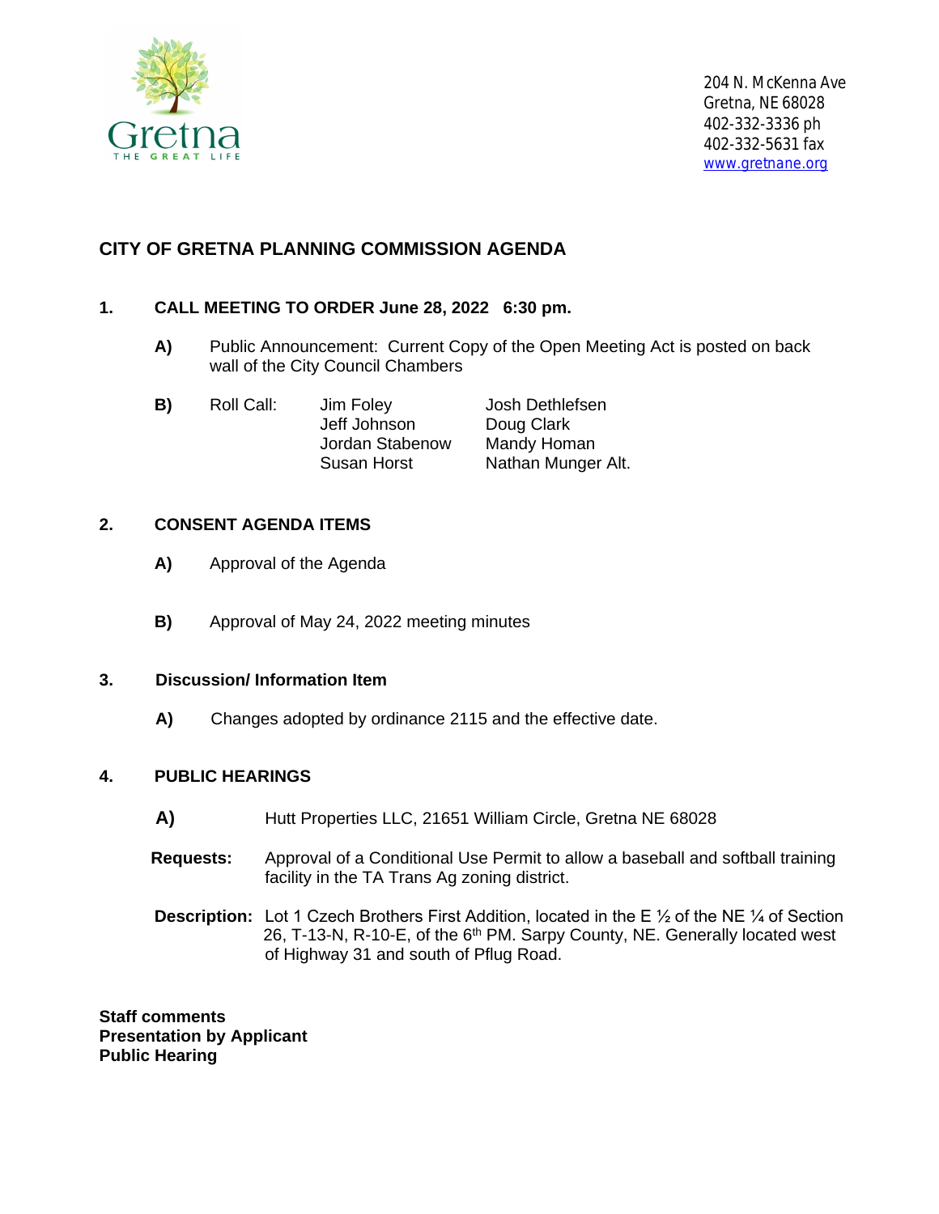Gretna
THE GREAT LIFE

204 N. McKenna Ave
Gretna, NE 68028
402-332-3336 ph
402-332-5631 fax
www.gretnane.org

# CITY OF GRETNA PLANNING COMMISSION AGENDA

**1. CALL MEETING TO ORDER June 28, 2022 6:30 pm.**

**A)** Public Announcement: Current Copy of the Open Meeting Act is posted on back wall of the City Council Chambers

**B)** Roll Call:

| | |
|---|---|
| Jim Foley | Josh Dethlefsen |
| Jeff Johnson | Doug Clark |
| Jordan Stabenow | Mandy Homan |
| Susan Horst | Nathan Munger Alt. |

**2. CONSENT AGENDA ITEMS**

**A)** Approval of the Agenda

**B)** Approval of May 24, 2022 meeting minutes

**3. Discussion/ Information Item**

**A)** Changes adopted by ordinance 2115 and the effective date.

**4. PUBLIC HEARINGS**

**A)** Hutt Properties LLC, 21651 William Circle, Gretna NE 68028

**Requests:** Approval of a Conditional Use Permit to allow a baseball and softball training facility in the TA Trans Ag zoning district.

**Description:** Lot 1 Czech Brothers First Addition, located in the E ½ of the NE ¼ of Section 26, T-13-N, R-10-E, of the 6th PM. Sarpy County, NE. Generally located west of Highway 31 and south of Pflug Road.

**Staff comments**
**Presentation by Applicant**
**Public Hearing**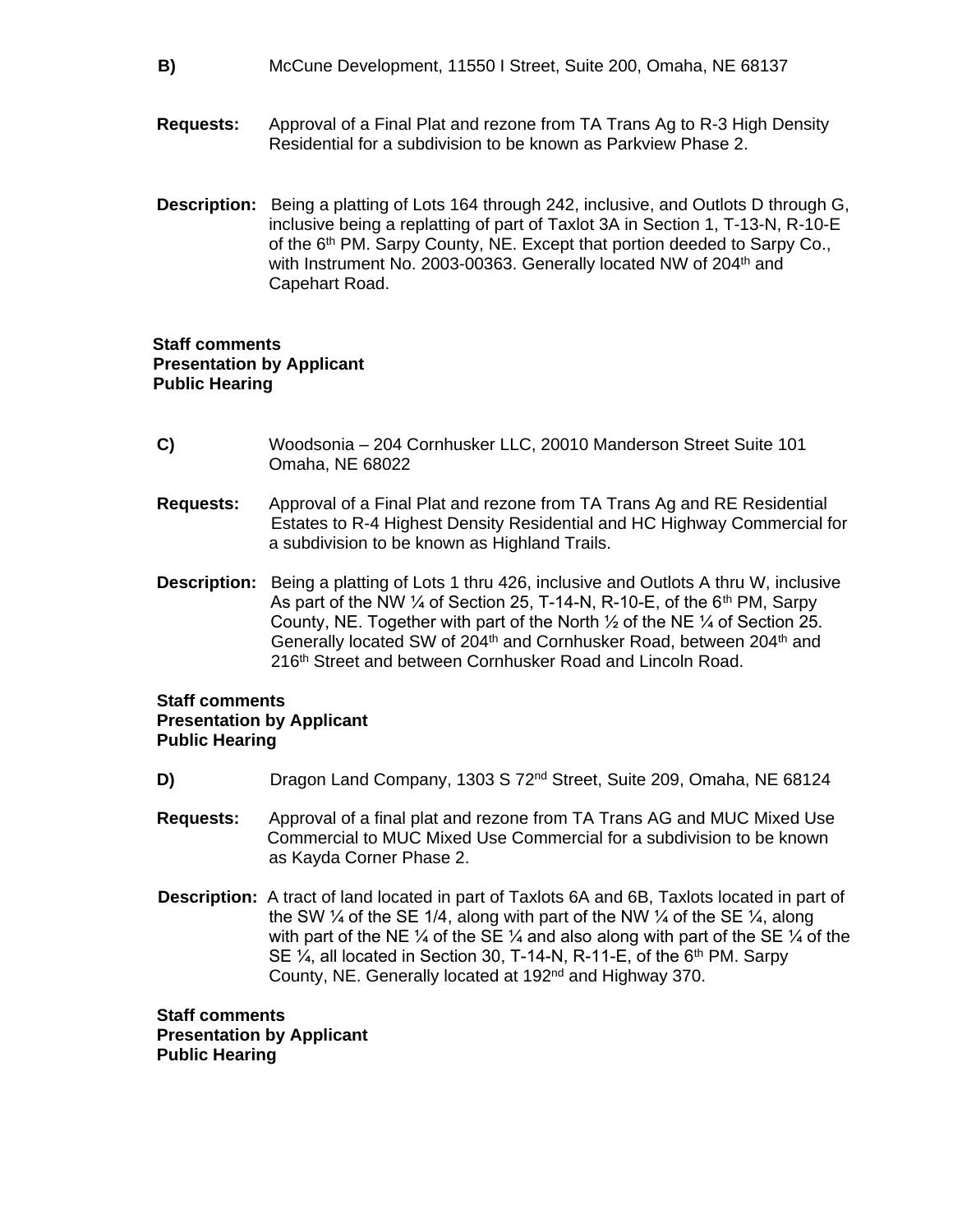**B)** McCune Development, 11550 I Street, Suite 200, Omaha, NE 68137

**Requests:** Approval of a Final Plat and rezone from TA Trans Ag to R-3 High Density Residential for a subdivision to be known as Parkview Phase 2.

**Description:** Being a platting of Lots 164 through 242, inclusive, and Outlots D through G, inclusive being a replatting of part of Taxlot 3A in Section 1, T-13-N, R-10-E of the 6th PM. Sarpy County, NE. Except that portion deeded to Sarpy Co., with Instrument No. 2003-00363. Generally located NW of 204th and Capehart Road.

**Staff comments**
**Presentation by Applicant**
**Public Hearing**

**C)** Woodsonia – 204 Cornhusker LLC, 20010 Manderson Street Suite 101 Omaha, NE 68022

**Requests:** Approval of a Final Plat and rezone from TA Trans Ag and RE Residential Estates to R-4 Highest Density Residential and HC Highway Commercial for a subdivision to be known as Highland Trails.

**Description:** Being a platting of Lots 1 thru 426, inclusive and Outlots A thru W, inclusive As part of the NW ¼ of Section 25, T-14-N, R-10-E, of the 6th PM, Sarpy County, NE. Together with part of the North ½ of the NE ¼ of Section 25. Generally located SW of 204th and Cornhusker Road, between 204th and 216th Street and between Cornhusker Road and Lincoln Road.

**Staff comments**
**Presentation by Applicant**
**Public Hearing**

**D)** Dragon Land Company, 1303 S 72nd Street, Suite 209, Omaha, NE 68124

**Requests:** Approval of a final plat and rezone from TA Trans AG and MUC Mixed Use Commercial to MUC Mixed Use Commercial for a subdivision to be known as Kayda Corner Phase 2.

**Description:** A tract of land located in part of Taxlots 6A and 6B, Taxlots located in part of the SW ¼ of the SE 1/4, along with part of the NW ¼ of the SE ¼, along with part of the NE ¼ of the SE ¼ and also along with part of the SE ¼ of the SE ¼, all located in Section 30, T-14-N, R-11-E, of the 6th PM. Sarpy County, NE. Generally located at 192nd and Highway 370.

**Staff comments**
**Presentation by Applicant**
**Public Hearing**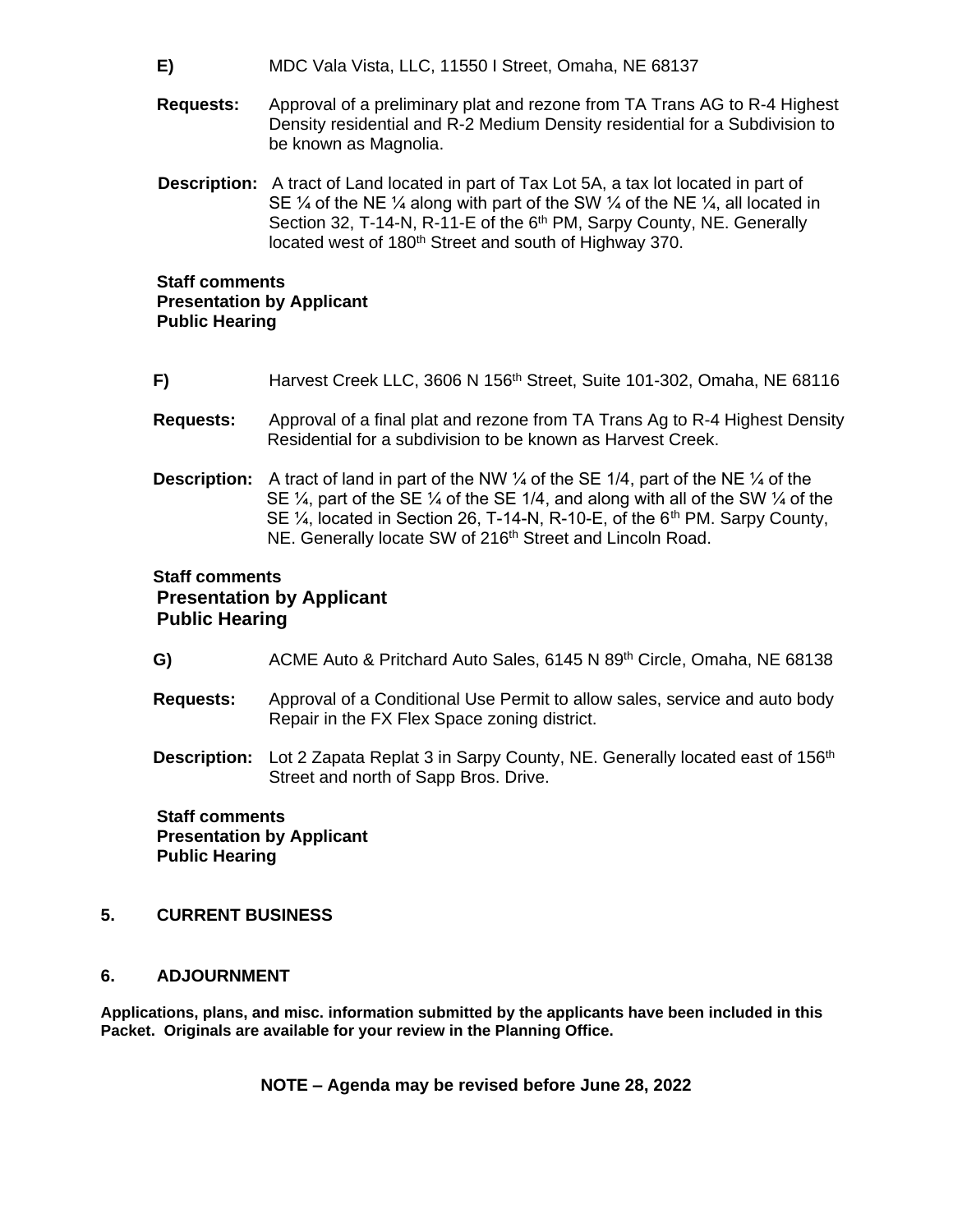**E)** MDC Vala Vista, LLC, 11550 I Street, Omaha, NE 68137

**Requests:** Approval of a preliminary plat and rezone from TA Trans AG to R-4 Highest Density residential and R-2 Medium Density residential for a Subdivision to be known as Magnolia.

**Description:** A tract of Land located in part of Tax Lot 5A, a tax lot located in part of SE ¼ of the NE ¼ along with part of the SW ¼ of the NE ¼, all located in Section 32, T-14-N, R-11-E of the 6th PM, Sarpy County, NE. Generally located west of 180th Street and south of Highway 370.

**Staff comments**
**Presentation by Applicant**
**Public Hearing**

**F)** Harvest Creek LLC, 3606 N 156th Street, Suite 101-302, Omaha, NE 68116

**Requests:** Approval of a final plat and rezone from TA Trans Ag to R-4 Highest Density Residential for a subdivision to be known as Harvest Creek.

**Description:** A tract of land in part of the NW ¼ of the SE 1/4, part of the NE ¼ of the SE ¼, part of the SE ¼ of the SE 1/4, and along with all of the SW ¼ of the SE ¼, located in Section 26, T-14-N, R-10-E, of the 6th PM. Sarpy County, NE. Generally locate SW of 216th Street and Lincoln Road.

**Staff comments**
**Presentation by Applicant**
**Public Hearing**

**G)** ACME Auto & Pritchard Auto Sales, 6145 N 89th Circle, Omaha, NE 68138

**Requests:** Approval of a Conditional Use Permit to allow sales, service and auto body Repair in the FX Flex Space zoning district.

**Description:** Lot 2 Zapata Replat 3 in Sarpy County, NE. Generally located east of 156th Street and north of Sapp Bros. Drive.

**Staff comments**
**Presentation by Applicant**
**Public Hearing**

## 5. CURRENT BUSINESS

## 6. ADJOURNMENT

**Applications, plans, and misc. information submitted by the applicants have been included in this Packet. Originals are available for your review in the Planning Office.**

**NOTE – Agenda may be revised before June 28, 2022**